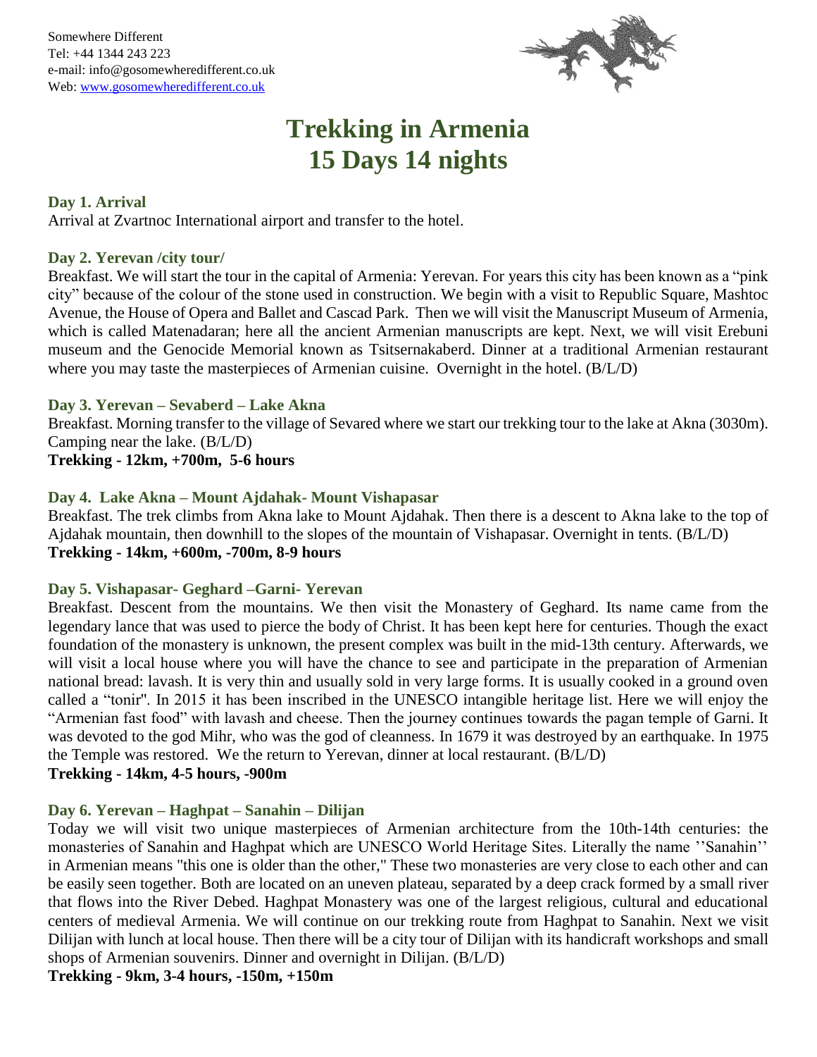Somewhere Different
Tel: +44 1344 243 223
e-mail: info@gosomewheredifferent.co.uk
Web: www.gosomewheredifferent.co.uk

# Trekking in Armenia
# 15 Days 14 nights

### Day 1. Arrival

Arrival at Zvartnoc International airport and transfer to the hotel.

### Day 2. Yerevan /city tour/

Breakfast. We will start the tour in the capital of Armenia: Yerevan. For years this city has been known as a "pink city" because of the colour of the stone used in construction. We begin with a visit to Republic Square, Mashtoc Avenue, the House of Opera and Ballet and Cascad Park. Then we will visit the Manuscript Museum of Armenia, which is called Matenadaran; here all the ancient Armenian manuscripts are kept. Next, we will visit Erebuni museum and the Genocide Memorial known as Tsitsernakaberd. Dinner at a traditional Armenian restaurant where you may taste the masterpieces of Armenian cuisine. Overnight in the hotel. (B/L/D)

### Day 3. Yerevan – Sevaberd – Lake Akna

Breakfast. Morning transfer to the village of Sevared where we start our trekking tour to the lake at Akna (3030m). Camping near the lake. (B/L/D)

**Trekking - 12km, +700m, 5-6 hours**

### Day 4. Lake Akna – Mount Ajdahak- Mount Vishapasar

Breakfast. The trek climbs from Akna lake to Mount Ajdahak. Then there is a descent to Akna lake to the top of Ajdahak mountain, then downhill to the slopes of the mountain of Vishapasar. Overnight in tents. (B/L/D)

**Trekking - 14km, +600m, -700m, 8-9 hours**

### Day 5. Vishapasar- Geghard –Garni- Yerevan

Breakfast. Descent from the mountains. We then visit the Monastery of Geghard. Its name came from the legendary lance that was used to pierce the body of Christ. It has been kept here for centuries. Though the exact foundation of the monastery is unknown, the present complex was built in the mid-13th century. Afterwards, we will visit a local house where you will have the chance to see and participate in the preparation of Armenian national bread: lavash. It is very thin and usually sold in very large forms. It is usually cooked in a ground oven called a "tonir". In 2015 it has been inscribed in the UNESCO intangible heritage list. Here we will enjoy the "Armenian fast food" with lavash and cheese. Then the journey continues towards the pagan temple of Garni. It was devoted to the god Mihr, who was the god of cleanness. In 1679 it was destroyed by an earthquake. In 1975 the Temple was restored. We the return to Yerevan, dinner at local restaurant. (B/L/D)

**Trekking - 14km, 4-5 hours, -900m**

### Day 6. Yerevan – Haghpat – Sanahin – Dilijan

Today we will visit two unique masterpieces of Armenian architecture from the 10th-14th centuries: the monasteries of Sanahin and Haghpat which are UNESCO World Heritage Sites. Literally the name ''Sanahin'' in Armenian means "this one is older than the other," These two monasteries are very close to each other and can be easily seen together. Both are located on an uneven plateau, separated by a deep crack formed by a small river that flows into the River Debed. Haghpat Monastery was one of the largest religious, cultural and educational centers of medieval Armenia. We will continue on our trekking route from Haghpat to Sanahin. Next we visit Dilijan with lunch at local house. Then there will be a city tour of Dilijan with its handicraft workshops and small shops of Armenian souvenirs. Dinner and overnight in Dilijan. (B/L/D)

**Trekking - 9km, 3-4 hours, -150m, +150m**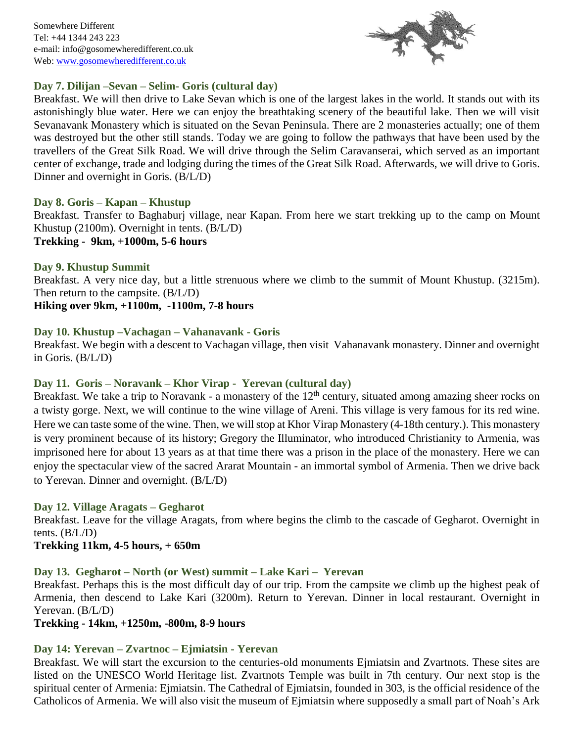Somewhere Different
Tel: +44 1344 243 223
e-mail: info@gosomewheredifferent.co.uk
Web: [www.gosomewheredifferent.co.uk](http://www.gosomewheredifferent.co.uk)

### Day 7. Dilijan –Sevan – Selim- Goris (cultural day)

Breakfast. We will then drive to Lake Sevan which is one of the largest lakes in the world. It stands out with its astonishingly blue water. Here we can enjoy the breathtaking scenery of the beautiful lake. Then we will visit Sevanavank Monastery which is situated on the Sevan Peninsula. There are 2 monasteries actually; one of them was destroyed but the other still stands. Today we are going to follow the pathways that have been used by the travellers of the Great Silk Road. We will drive through the Selim Caravanserai, which served as an important center of exchange, trade and lodging during the times of the Great Silk Road. Afterwards, we will drive to Goris. Dinner and overnight in Goris. (B/L/D)

### Day 8. Goris – Kapan – Khustup

Breakfast. Transfer to Baghaburj village, near Kapan. From here we start trekking up to the camp on Mount Khustup (2100m). Overnight in tents. (B/L/D)
**Trekking - 9km, +1000m, 5-6 hours**

### Day 9. Khustup Summit

Breakfast. A very nice day, but a little strenuous where we climb to the summit of Mount Khustup. (3215m). Then return to the campsite. (B/L/D)
**Hiking over 9km, +1100m, -1100m, 7-8 hours**

### Day 10. Khustup –Vachagan – Vahanavank - Goris

Breakfast. We begin with a descent to Vachagan village, then visit Vahanavank monastery. Dinner and overnight in Goris. (B/L/D)

### Day 11. Goris – Noravank – Khor Virap - Yerevan (cultural day)

Breakfast. We take a trip to Noravank - a monastery of the 12th century, situated among amazing sheer rocks on a twisty gorge. Next, we will continue to the wine village of Areni. This village is very famous for its red wine. Here we can taste some of the wine. Then, we will stop at Khor Virap Monastery (4-18th century.). This monastery is very prominent because of its history; Gregory the Illuminator, who introduced Christianity to Armenia, was imprisoned here for about 13 years as at that time there was a prison in the place of the monastery. Here we can enjoy the spectacular view of the sacred Ararat Mountain - an immortal symbol of Armenia. Then we drive back to Yerevan. Dinner and overnight. (B/L/D)

### Day 12. Village Aragats – Gegharot

Breakfast. Leave for the village Aragats, from where begins the climb to the cascade of Gegharot. Overnight in tents. (B/L/D)
**Trekking 11km, 4-5 hours, + 650m**

### Day 13. Gegharot – North (or West) summit – Lake Kari – Yerevan

Breakfast. Perhaps this is the most difficult day of our trip. From the campsite we climb up the highest peak of Armenia, then descend to Lake Kari (3200m). Return to Yerevan. Dinner in local restaurant. Overnight in Yerevan. (B/L/D)
**Trekking - 14km, +1250m, -800m, 8-9 hours**

### Day 14: Yerevan – Zvartnoc – Ejmiatsin - Yerevan

Breakfast. We will start the excursion to the centuries-old monuments Ejmiatsin and Zvartnots. These sites are listed on the UNESCO World Heritage list. Zvartnots Temple was built in 7th century. Our next stop is the spiritual center of Armenia: Ejmiatsin. The Cathedral of Ejmiatsin, founded in 303, is the official residence of the Catholicos of Armenia. We will also visit the museum of Ejmiatsin where supposedly a small part of Noah's Ark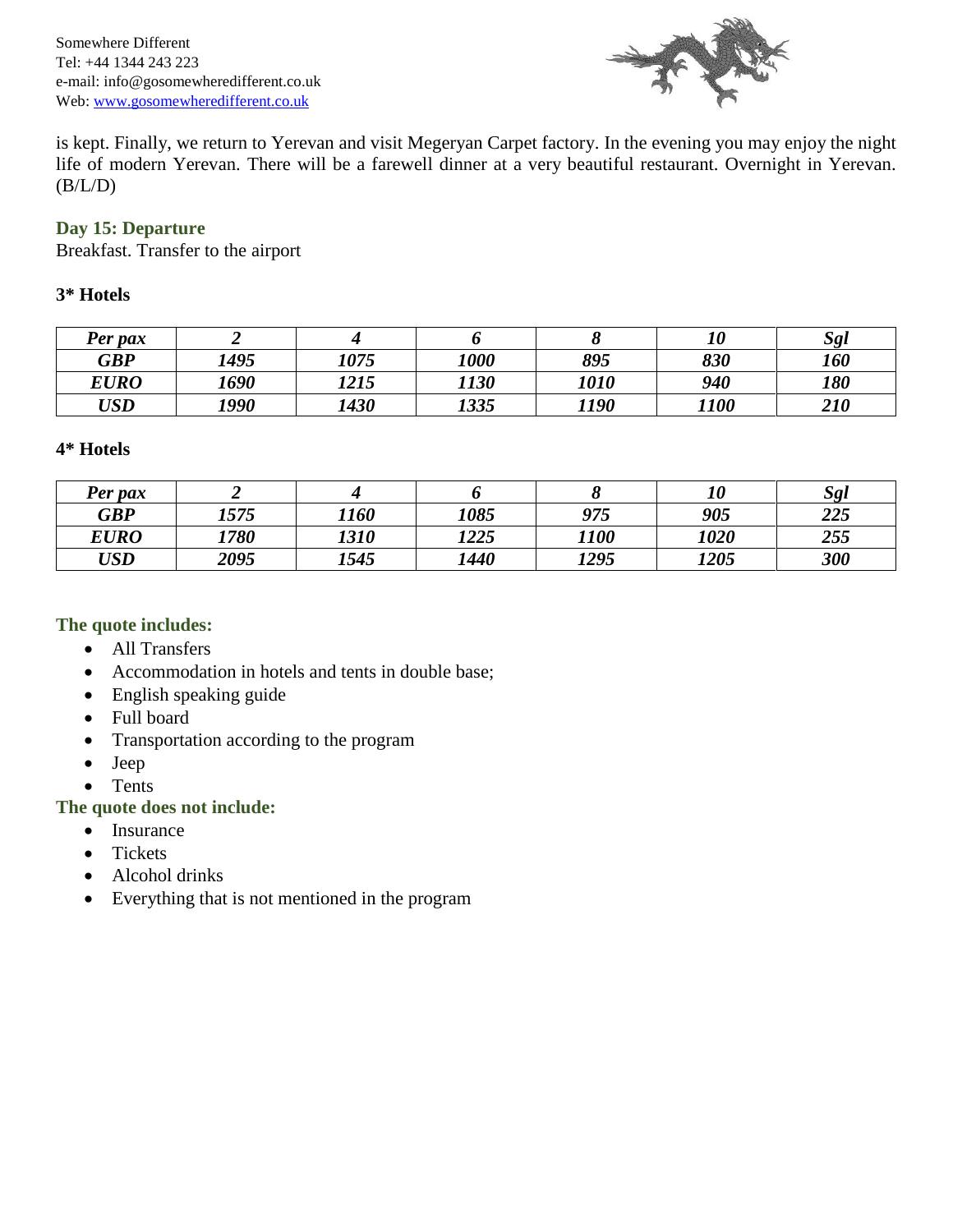is kept. Finally, we return to Yerevan and visit Megeryan Carpet factory. In the evening you may enjoy the night life of modern Yerevan. There will be a farewell dinner at a very beautiful restaurant. Overnight in Yerevan. (B/L/D)

### Day 15: Departure

Breakfast. Transfer to the airport

**3\* Hotels**

| ***Per pax*** | ***2*** | ***4*** | ***6*** | ***8*** | ***10*** | ***Sgl*** |
|---|---|---|---|---|---|---|
| ***GBP*** | ***1495*** | ***1075*** | ***1000*** | ***895*** | ***830*** | ***160*** |
| ***EURO*** | ***1690*** | ***1215*** | ***1130*** | ***1010*** | ***940*** | ***180*** |
| ***USD*** | ***1990*** | ***1430*** | ***1335*** | ***1190*** | ***1100*** | ***210*** |

**4\* Hotels**

| ***Per pax*** | ***2*** | ***4*** | ***6*** | ***8*** | ***10*** | ***Sgl*** |
|---|---|---|---|---|---|---|
| ***GBP*** | ***1575*** | ***1160*** | ***1085*** | ***975*** | ***905*** | ***225*** |
| ***EURO*** | ***1780*** | ***1310*** | ***1225*** | ***1100*** | ***1020*** | ***255*** |
| ***USD*** | ***2095*** | ***1545*** | ***1440*** | ***1295*** | ***1205*** | ***300*** |

### The quote includes:

- All Transfers
- Accommodation in hotels and tents in double base;
- English speaking guide
- Full board
- Transportation according to the program
- Jeep
- Tents

### The quote does not include:

- Insurance
- Tickets
- Alcohol drinks
- Everything that is not mentioned in the program